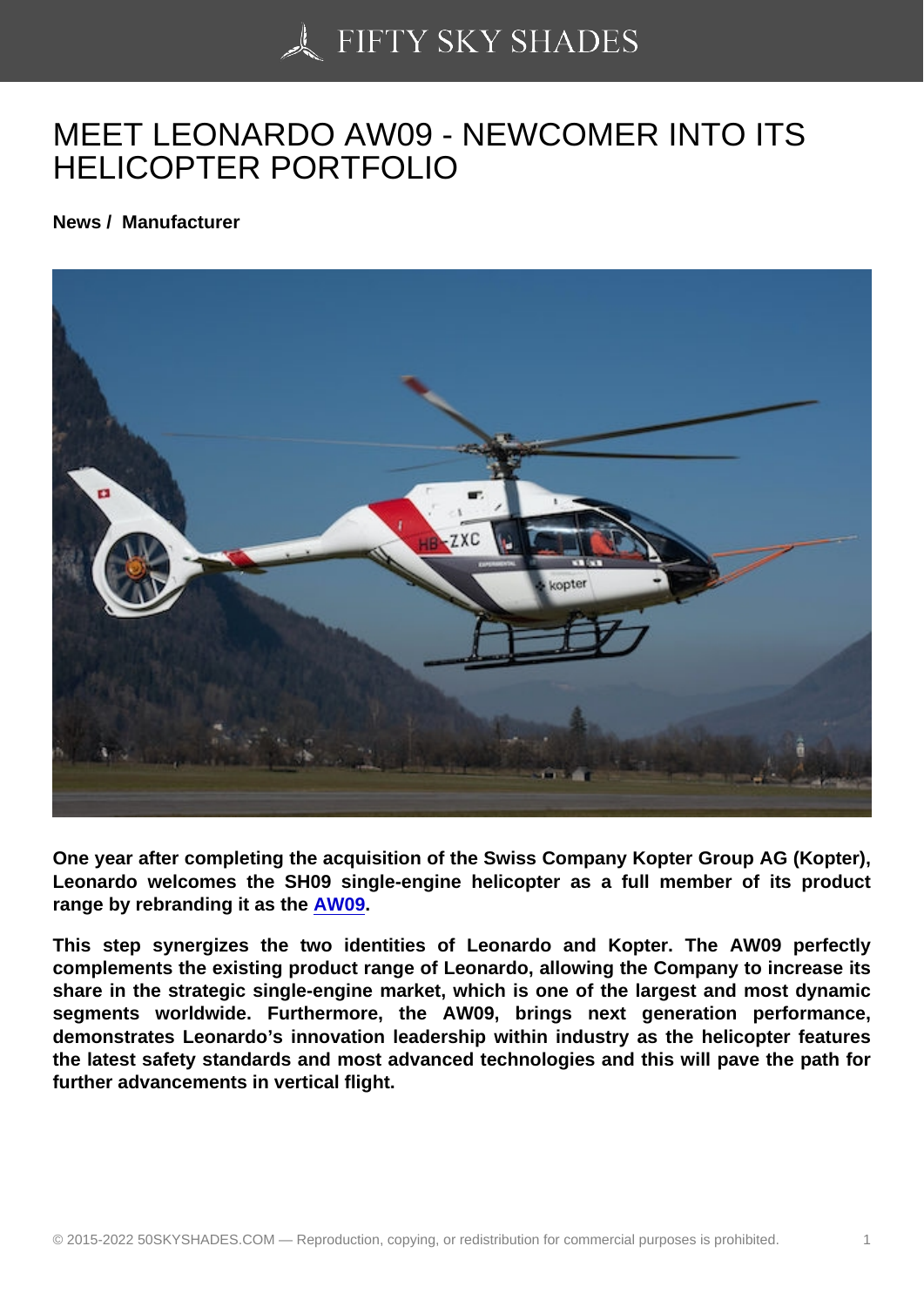# MEET LEONARDO AW09 - NEWCOMER INTO ITS HELICOPTER PORTFOLIO

**News / Manufacturer**

**One year after completing the acquisition of the Swiss Company Kopter Group AG (Kopter), Leonardo welcomes the SH09 single-engine helicopter as a full member of its product range by rebranding it as the AW09.**

**This step synergizes the two identities of Leonardo and Kopter. The AW09 perfectly complements the existing product range of Leonardo, allowing the Company to increase its share in the strategic single-engine market, which is one of the largest and most dynamic segments worldwide. Furthermore, the AW09, brings next generation performance, demonstrates Leonardo's innovation leadership within industry as the helicopter features the latest safety standards and most advanced technologies and this will pave the path for further advancements in vertical flight.**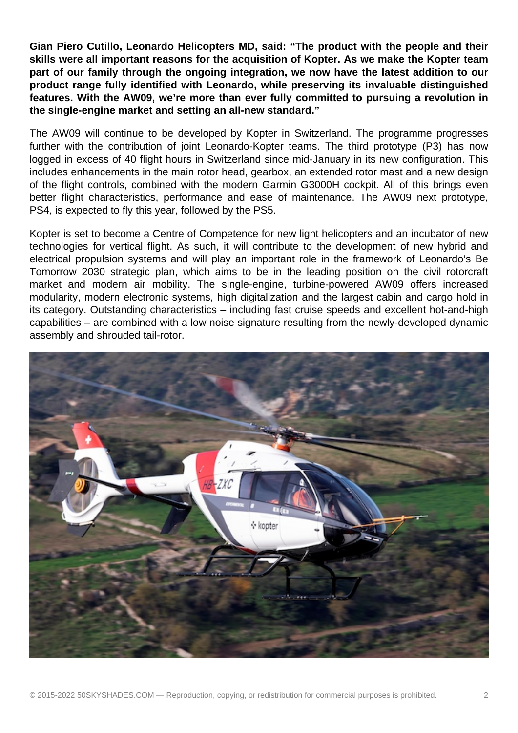**Gian Piero Cutillo, Leonardo Helicopters MD, said: "The product with the people and their skills were all important reasons for the acquisition of Kopter. As we make the Kopter team part of our family through the ongoing integration, we now have the latest addition to our product range fully identified with Leonardo, while preserving its invaluable distinguished features. With the AW09, we're more than ever fully committed to pursuing a revolution in the single-engine market and setting an all-new standard."**

The AW09 will continue to be developed by Kopter in Switzerland. The programme progresses further with the contribution of joint Leonardo-Kopter teams. The third prototype (P3) has now logged in excess of 40 flight hours in Switzerland since mid-January in its new configuration. This includes enhancements in the main rotor head, gearbox, an extended rotor mast and a new design of the flight controls, combined with the modern Garmin G3000H cockpit. All of this brings even better flight characteristics, performance and ease of maintenance. The AW09 next prototype, PS4, is expected to fly this year, followed by the PS5.

Kopter is set to become a Centre of Competence for new light helicopters and an incubator of new technologies for vertical flight. As such, it will contribute to the development of new hybrid and electrical propulsion systems and will play an important role in the framework of Leonardo's Be Tomorrow 2030 strategic plan, which aims to be in the leading position on the civil rotorcraft market and modern air mobility. The single-engine, turbine-powered AW09 offers increased modularity, modern electronic systems, high digitalization and the largest cabin and cargo hold in its category. Outstanding characteristics – including fast cruise speeds and excellent hot-and-high capabilities – are combined with a low noise signature resulting from the newly-developed dynamic assembly and shrouded tail-rotor.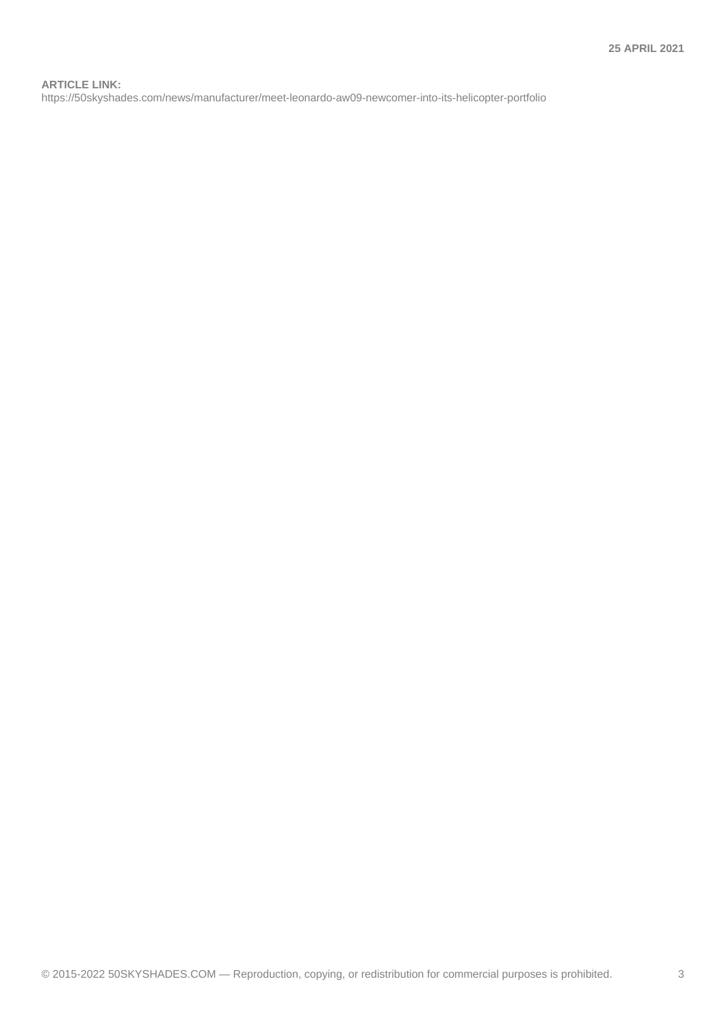**ARTICLE LINK:**
https://50skyshades.com/news/manufacturer/meet-leonardo-aw09-newcomer-into-its-helicopter-portfolio